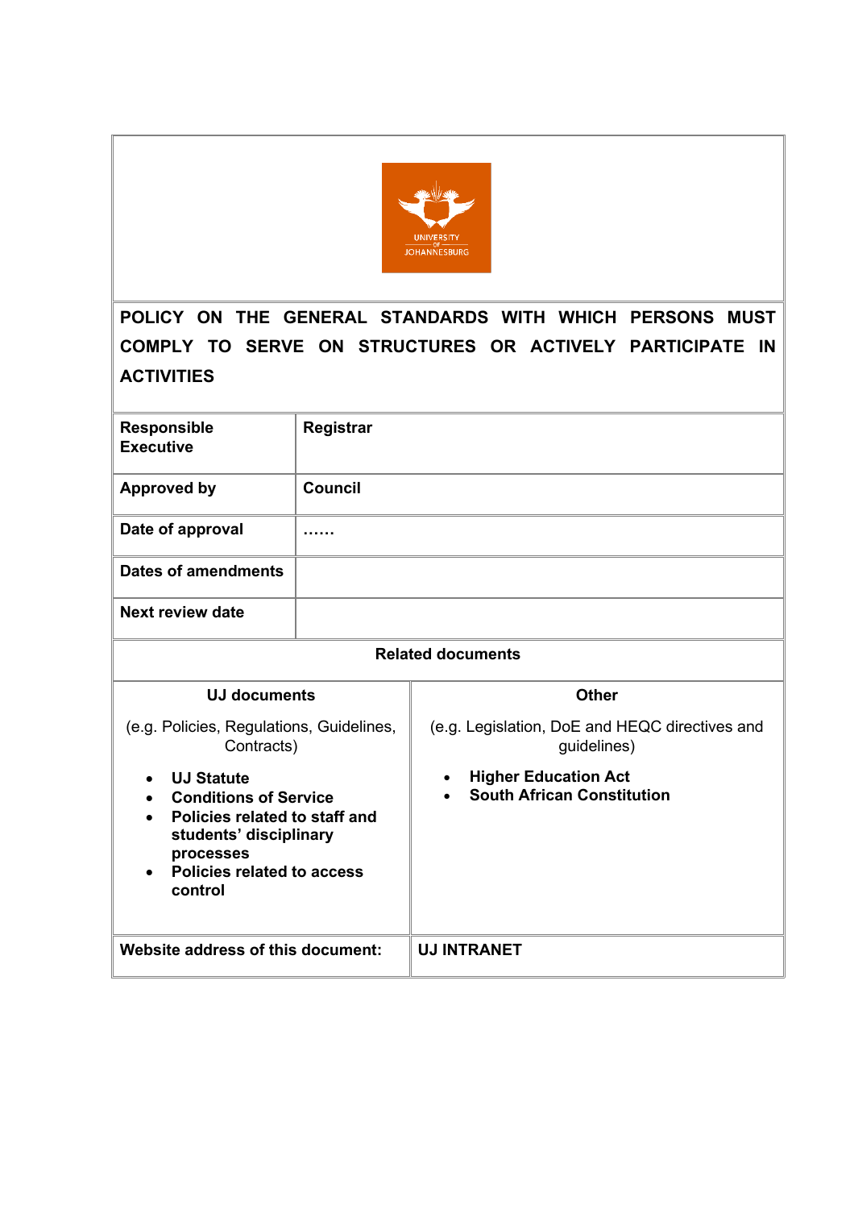# POLICY ON THE GENERAL STANDARDS WITH WHICH PERSONS MUST COMPLY TO SERVE ON STRUCTURES OR ACTIVELY PARTICIPATE IN ACTIVITIES

| | |
|---|---|
| **Responsible Executive** | **Registrar** |
| **Approved by** | **Council** |
| **Date of approval** | **……** |
| **Dates of amendments** | |
| **Next review date** | |

**Related documents**

| UJ documents | Other |
|---|---|
| (e.g. Policies, Regulations, Guidelines, Contracts)<br>• **UJ Statute**<br>• **Conditions of Service**<br>• **Policies related to staff and students' disciplinary processes**<br>• **Policies related to access control** | (e.g. Legislation, DoE and HEQC directives and guidelines)<br>• **Higher Education Act**<br>• **South African Constitution** |
| **Website address of this document:** | **UJ INTRANET** |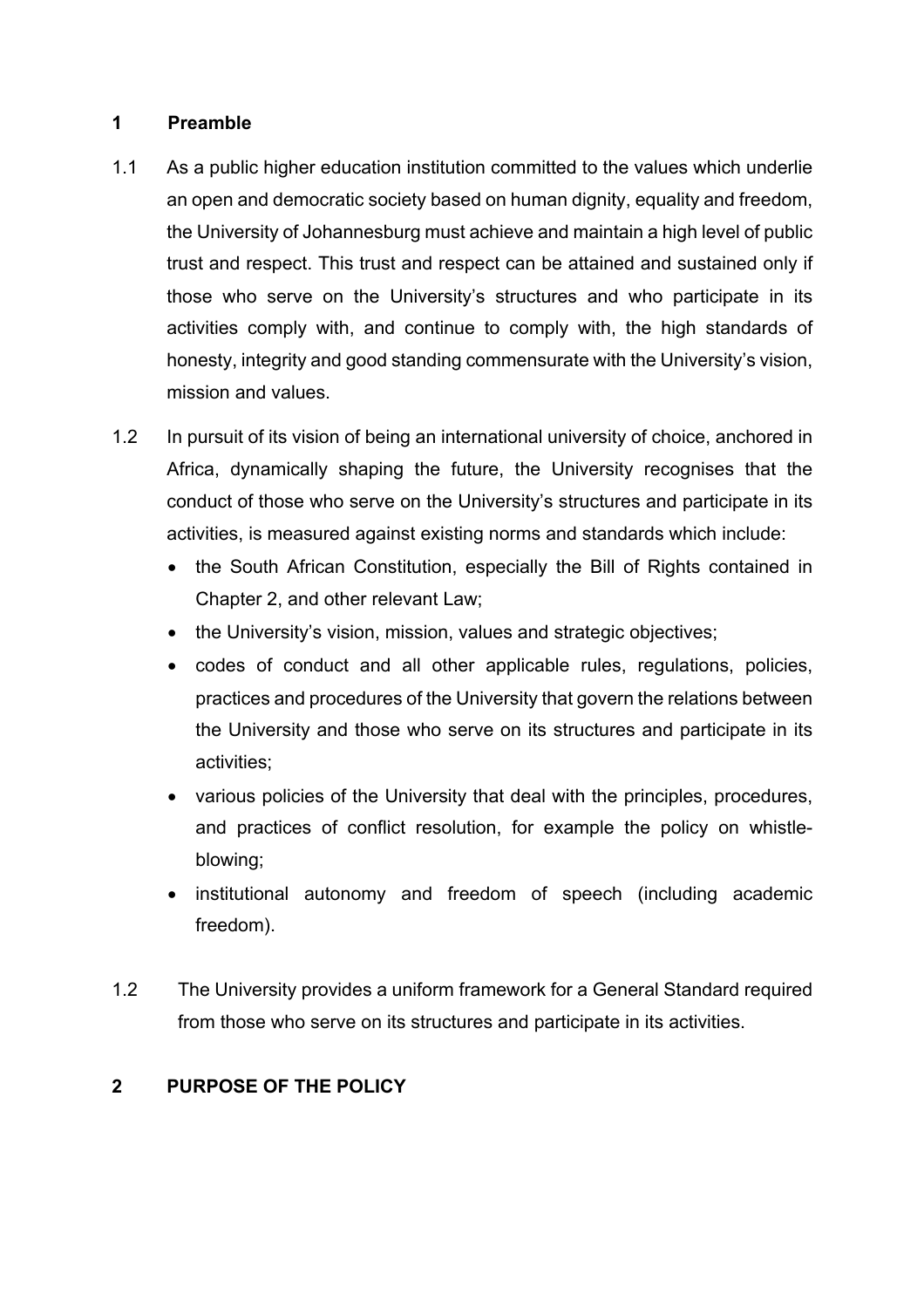## 1 Preamble

1.1 As a public higher education institution committed to the values which underlie an open and democratic society based on human dignity, equality and freedom, the University of Johannesburg must achieve and maintain a high level of public trust and respect. This trust and respect can be attained and sustained only if those who serve on the University's structures and who participate in its activities comply with, and continue to comply with, the high standards of honesty, integrity and good standing commensurate with the University's vision, mission and values.

1.2 In pursuit of its vision of being an international university of choice, anchored in Africa, dynamically shaping the future, the University recognises that the conduct of those who serve on the University's structures and participate in its activities, is measured against existing norms and standards which include:

- the South African Constitution, especially the Bill of Rights contained in Chapter 2, and other relevant Law;
- the University's vision, mission, values and strategic objectives;
- codes of conduct and all other applicable rules, regulations, policies, practices and procedures of the University that govern the relations between the University and those who serve on its structures and participate in its activities;
- various policies of the University that deal with the principles, procedures, and practices of conflict resolution, for example the policy on whistle-blowing;
- institutional autonomy and freedom of speech (including academic freedom).

1.2 The University provides a uniform framework for a General Standard required from those who serve on its structures and participate in its activities.

## 2 PURPOSE OF THE POLICY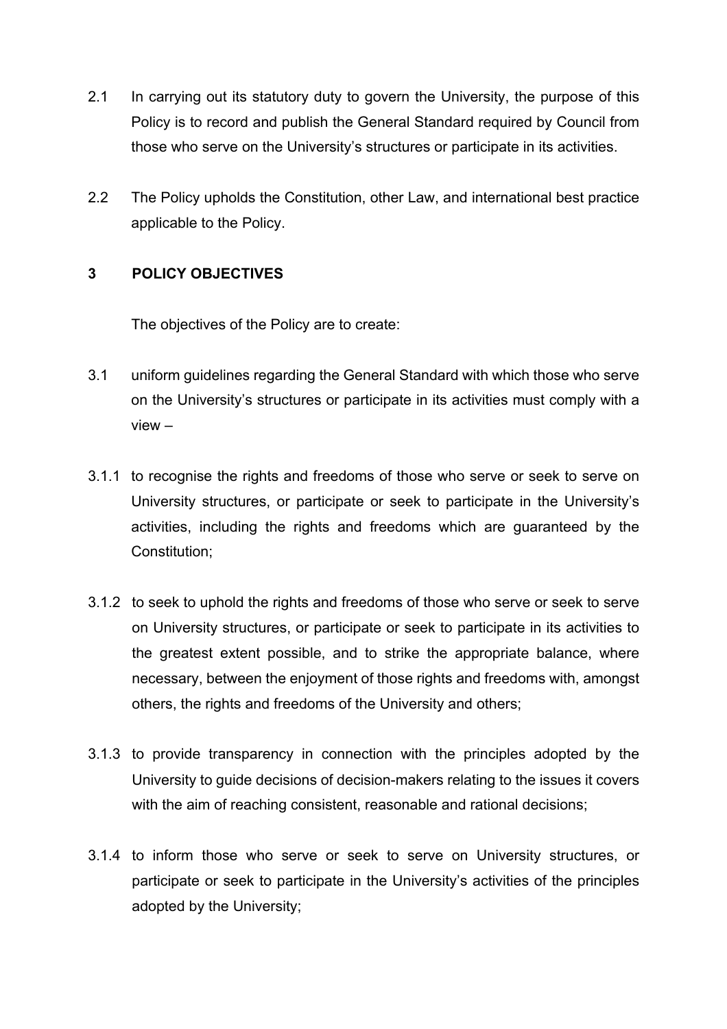2.1 In carrying out its statutory duty to govern the University, the purpose of this Policy is to record and publish the General Standard required by Council from those who serve on the University's structures or participate in its activities.

2.2 The Policy upholds the Constitution, other Law, and international best practice applicable to the Policy.

## 3 POLICY OBJECTIVES

The objectives of the Policy are to create:

3.1 uniform guidelines regarding the General Standard with which those who serve on the University's structures or participate in its activities must comply with a view –

3.1.1 to recognise the rights and freedoms of those who serve or seek to serve on University structures, or participate or seek to participate in the University's activities, including the rights and freedoms which are guaranteed by the Constitution;

3.1.2 to seek to uphold the rights and freedoms of those who serve or seek to serve on University structures, or participate or seek to participate in its activities to the greatest extent possible, and to strike the appropriate balance, where necessary, between the enjoyment of those rights and freedoms with, amongst others, the rights and freedoms of the University and others;

3.1.3 to provide transparency in connection with the principles adopted by the University to guide decisions of decision-makers relating to the issues it covers with the aim of reaching consistent, reasonable and rational decisions;

3.1.4 to inform those who serve or seek to serve on University structures, or participate or seek to participate in the University's activities of the principles adopted by the University;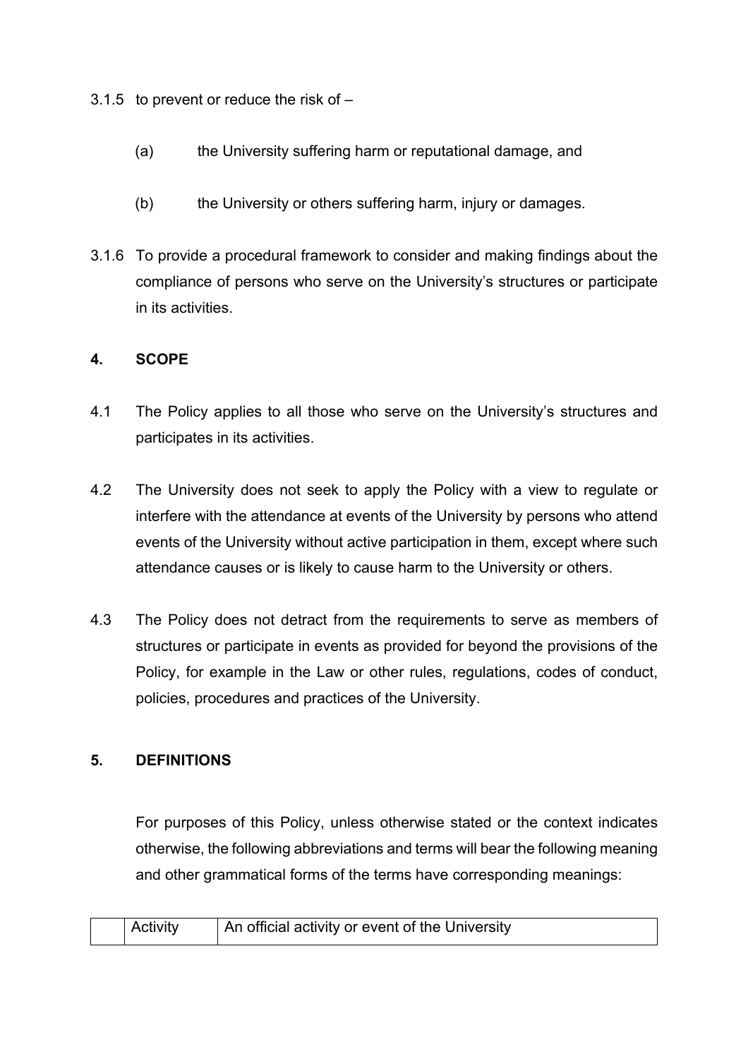3.1.5 to prevent or reduce the risk of –

(a) the University suffering harm or reputational damage, and

(b) the University or others suffering harm, injury or damages.

3.1.6 To provide a procedural framework to consider and making findings about the compliance of persons who serve on the University's structures or participate in its activities.

## 4. SCOPE

4.1 The Policy applies to all those who serve on the University's structures and participates in its activities.

4.2 The University does not seek to apply the Policy with a view to regulate or interfere with the attendance at events of the University by persons who attend events of the University without active participation in them, except where such attendance causes or is likely to cause harm to the University or others.

4.3 The Policy does not detract from the requirements to serve as members of structures or participate in events as provided for beyond the provisions of the Policy, for example in the Law or other rules, regulations, codes of conduct, policies, procedures and practices of the University.

## 5. DEFINITIONS

For purposes of this Policy, unless otherwise stated or the context indicates otherwise, the following abbreviations and terms will bear the following meaning and other grammatical forms of the terms have corresponding meanings:

| | | |
|---|---|---|
| | Activity | An official activity or event of the University |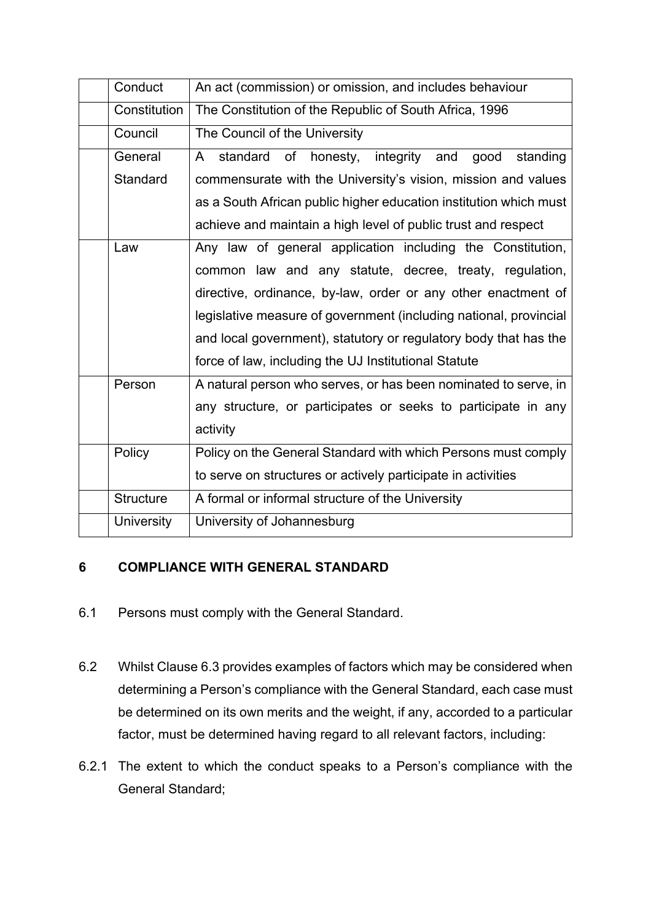| | | |
|---|---|---|
| | Conduct | An act (commission) or omission, and includes behaviour |
| | Constitution | The Constitution of the Republic of South Africa, 1996 |
| | Council | The Council of the University |
| | General Standard | A standard of honesty, integrity and good standing commensurate with the University's vision, mission and values as a South African public higher education institution which must achieve and maintain a high level of public trust and respect |
| | Law | Any law of general application including the Constitution, common law and any statute, decree, treaty, regulation, directive, ordinance, by-law, order or any other enactment of legislative measure of government (including national, provincial and local government), statutory or regulatory body that has the force of law, including the UJ Institutional Statute |
| | Person | A natural person who serves, or has been nominated to serve, in any structure, or participates or seeks to participate in any activity |
| | Policy | Policy on the General Standard with which Persons must comply to serve on structures or actively participate in activities |
| | Structure | A formal or informal structure of the University |
| | University | University of Johannesburg |

## 6 COMPLIANCE WITH GENERAL STANDARD

6.1 Persons must comply with the General Standard.

6.2 Whilst Clause 6.3 provides examples of factors which may be considered when determining a Person's compliance with the General Standard, each case must be determined on its own merits and the weight, if any, accorded to a particular factor, must be determined having regard to all relevant factors, including:

6.2.1 The extent to which the conduct speaks to a Person's compliance with the General Standard;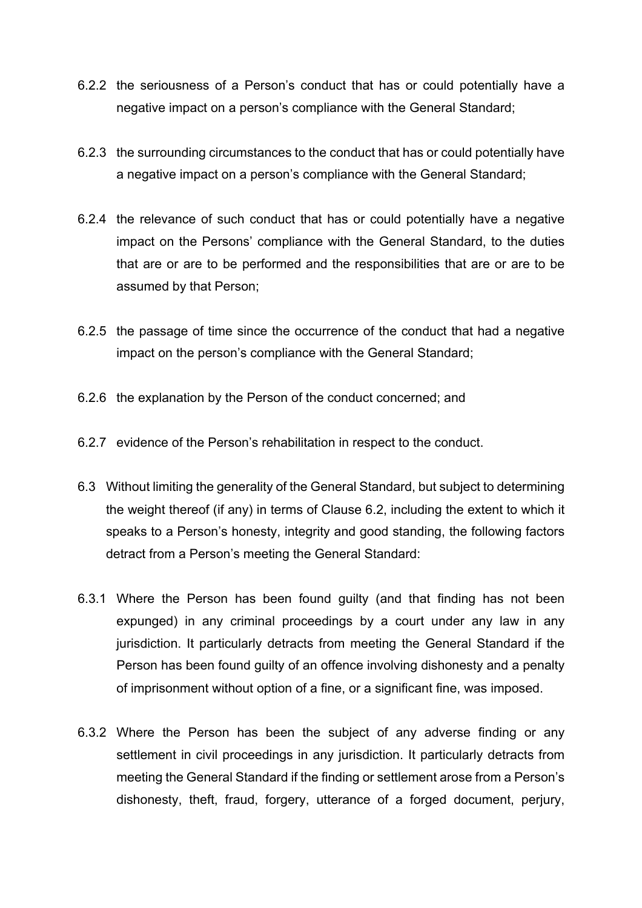6.2.2 the seriousness of a Person's conduct that has or could potentially have a negative impact on a person's compliance with the General Standard;

6.2.3 the surrounding circumstances to the conduct that has or could potentially have a negative impact on a person's compliance with the General Standard;

6.2.4 the relevance of such conduct that has or could potentially have a negative impact on the Persons' compliance with the General Standard, to the duties that are or are to be performed and the responsibilities that are or are to be assumed by that Person;

6.2.5 the passage of time since the occurrence of the conduct that had a negative impact on the person's compliance with the General Standard;

6.2.6 the explanation by the Person of the conduct concerned; and

6.2.7 evidence of the Person's rehabilitation in respect to the conduct.

6.3 Without limiting the generality of the General Standard, but subject to determining the weight thereof (if any) in terms of Clause 6.2, including the extent to which it speaks to a Person's honesty, integrity and good standing, the following factors detract from a Person's meeting the General Standard:

6.3.1 Where the Person has been found guilty (and that finding has not been expunged) in any criminal proceedings by a court under any law in any jurisdiction. It particularly detracts from meeting the General Standard if the Person has been found guilty of an offence involving dishonesty and a penalty of imprisonment without option of a fine, or a significant fine, was imposed.

6.3.2 Where the Person has been the subject of any adverse finding or any settlement in civil proceedings in any jurisdiction. It particularly detracts from meeting the General Standard if the finding or settlement arose from a Person's dishonesty, theft, fraud, forgery, utterance of a forged document, perjury,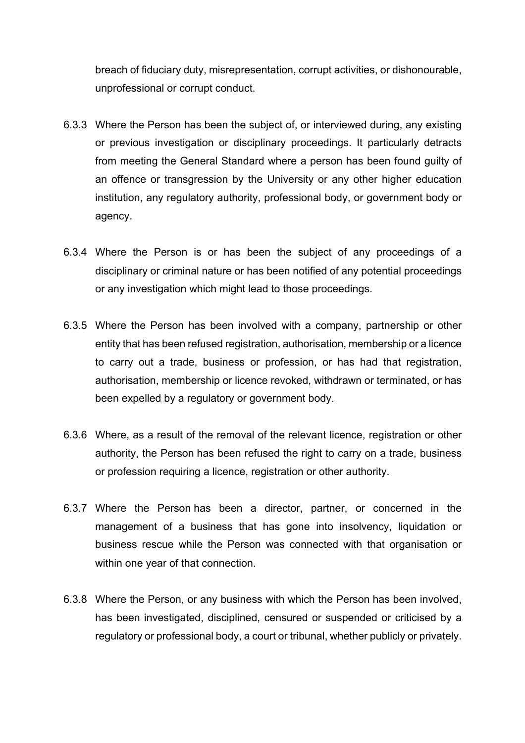breach of fiduciary duty, misrepresentation, corrupt activities, or dishonourable, unprofessional or corrupt conduct.

6.3.3 Where the Person has been the subject of, or interviewed during, any existing or previous investigation or disciplinary proceedings. It particularly detracts from meeting the General Standard where a person has been found guilty of an offence or transgression by the University or any other higher education institution, any regulatory authority, professional body, or government body or agency.

6.3.4 Where the Person is or has been the subject of any proceedings of a disciplinary or criminal nature or has been notified of any potential proceedings or any investigation which might lead to those proceedings.

6.3.5 Where the Person has been involved with a company, partnership or other entity that has been refused registration, authorisation, membership or a licence to carry out a trade, business or profession, or has had that registration, authorisation, membership or licence revoked, withdrawn or terminated, or has been expelled by a regulatory or government body.

6.3.6 Where, as a result of the removal of the relevant licence, registration or other authority, the Person has been refused the right to carry on a trade, business or profession requiring a licence, registration or other authority.

6.3.7 Where the Person has been a director, partner, or concerned in the management of a business that has gone into insolvency, liquidation or business rescue while the Person was connected with that organisation or within one year of that connection.

6.3.8 Where the Person, or any business with which the Person has been involved, has been investigated, disciplined, censured or suspended or criticised by a regulatory or professional body, a court or tribunal, whether publicly or privately.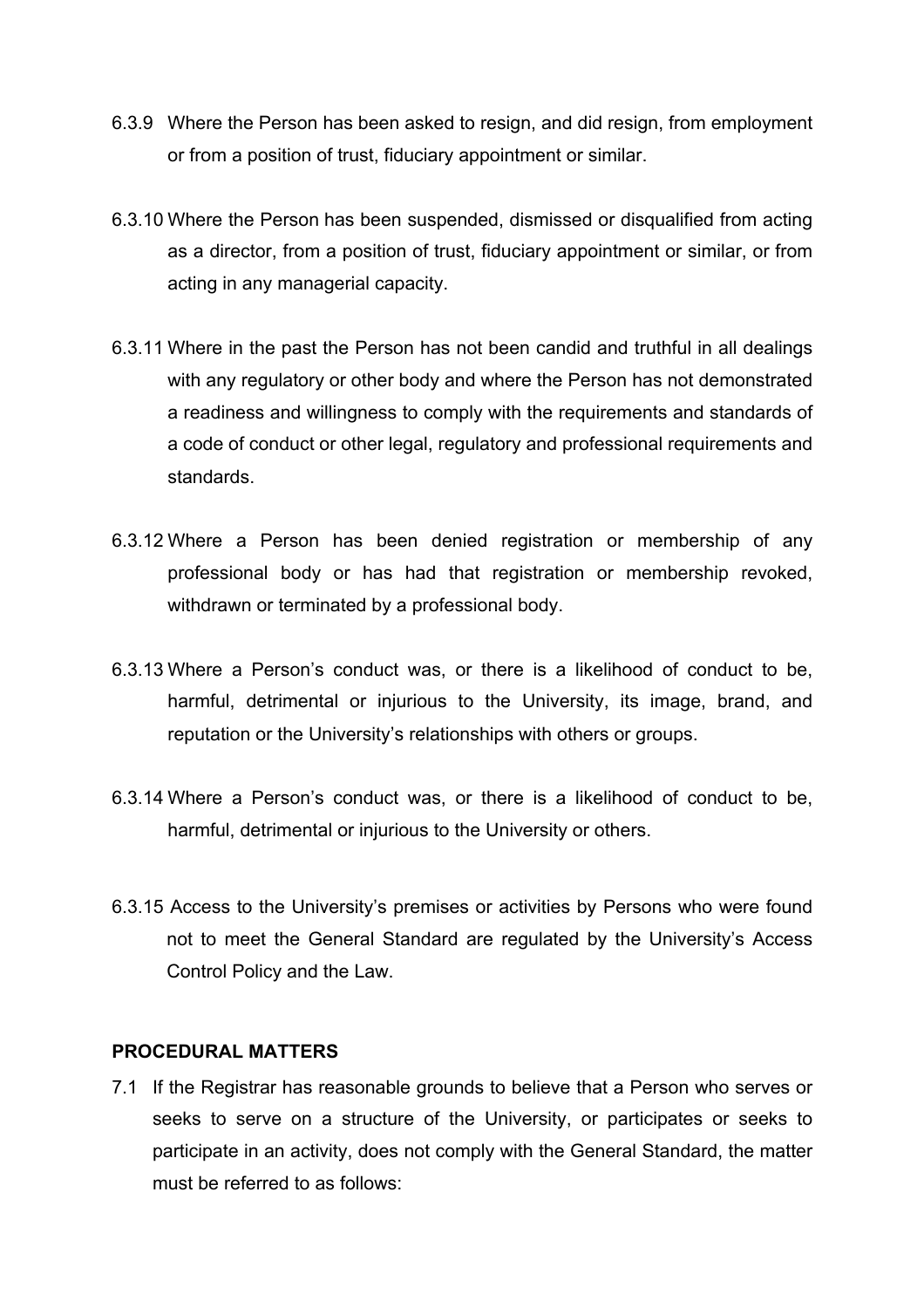6.3.9 Where the Person has been asked to resign, and did resign, from employment or from a position of trust, fiduciary appointment or similar.

6.3.10 Where the Person has been suspended, dismissed or disqualified from acting as a director, from a position of trust, fiduciary appointment or similar, or from acting in any managerial capacity.

6.3.11 Where in the past the Person has not been candid and truthful in all dealings with any regulatory or other body and where the Person has not demonstrated a readiness and willingness to comply with the requirements and standards of a code of conduct or other legal, regulatory and professional requirements and standards.

6.3.12 Where a Person has been denied registration or membership of any professional body or has had that registration or membership revoked, withdrawn or terminated by a professional body.

6.3.13 Where a Person's conduct was, or there is a likelihood of conduct to be, harmful, detrimental or injurious to the University, its image, brand, and reputation or the University's relationships with others or groups.

6.3.14 Where a Person's conduct was, or there is a likelihood of conduct to be, harmful, detrimental or injurious to the University or others.

6.3.15 Access to the University's premises or activities by Persons who were found not to meet the General Standard are regulated by the University's Access Control Policy and the Law.

**PROCEDURAL MATTERS**

7.1 If the Registrar has reasonable grounds to believe that a Person who serves or seeks to serve on a structure of the University, or participates or seeks to participate in an activity, does not comply with the General Standard, the matter must be referred to as follows: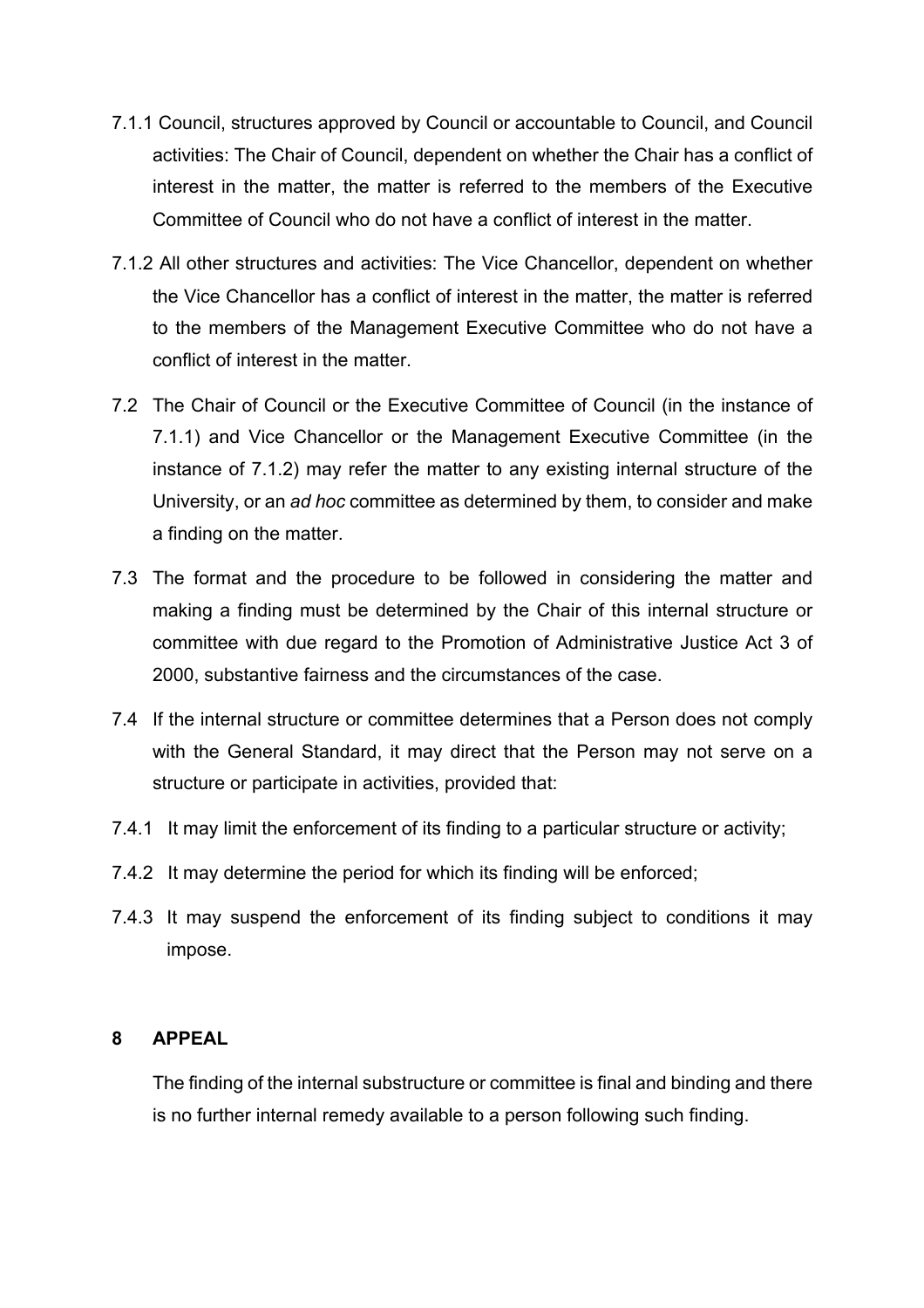7.1.1 Council, structures approved by Council or accountable to Council, and Council activities: The Chair of Council, dependent on whether the Chair has a conflict of interest in the matter, the matter is referred to the members of the Executive Committee of Council who do not have a conflict of interest in the matter.

7.1.2 All other structures and activities: The Vice Chancellor, dependent on whether the Vice Chancellor has a conflict of interest in the matter, the matter is referred to the members of the Management Executive Committee who do not have a conflict of interest in the matter.

7.2 The Chair of Council or the Executive Committee of Council (in the instance of 7.1.1) and Vice Chancellor or the Management Executive Committee (in the instance of 7.1.2) may refer the matter to any existing internal structure of the University, or an *ad hoc* committee as determined by them, to consider and make a finding on the matter.

7.3 The format and the procedure to be followed in considering the matter and making a finding must be determined by the Chair of this internal structure or committee with due regard to the Promotion of Administrative Justice Act 3 of 2000, substantive fairness and the circumstances of the case.

7.4 If the internal structure or committee determines that a Person does not comply with the General Standard, it may direct that the Person may not serve on a structure or participate in activities, provided that:

7.4.1 It may limit the enforcement of its finding to a particular structure or activity;

7.4.2 It may determine the period for which its finding will be enforced;

7.4.3 It may suspend the enforcement of its finding subject to conditions it may impose.

## 8 APPEAL

The finding of the internal substructure or committee is final and binding and there is no further internal remedy available to a person following such finding.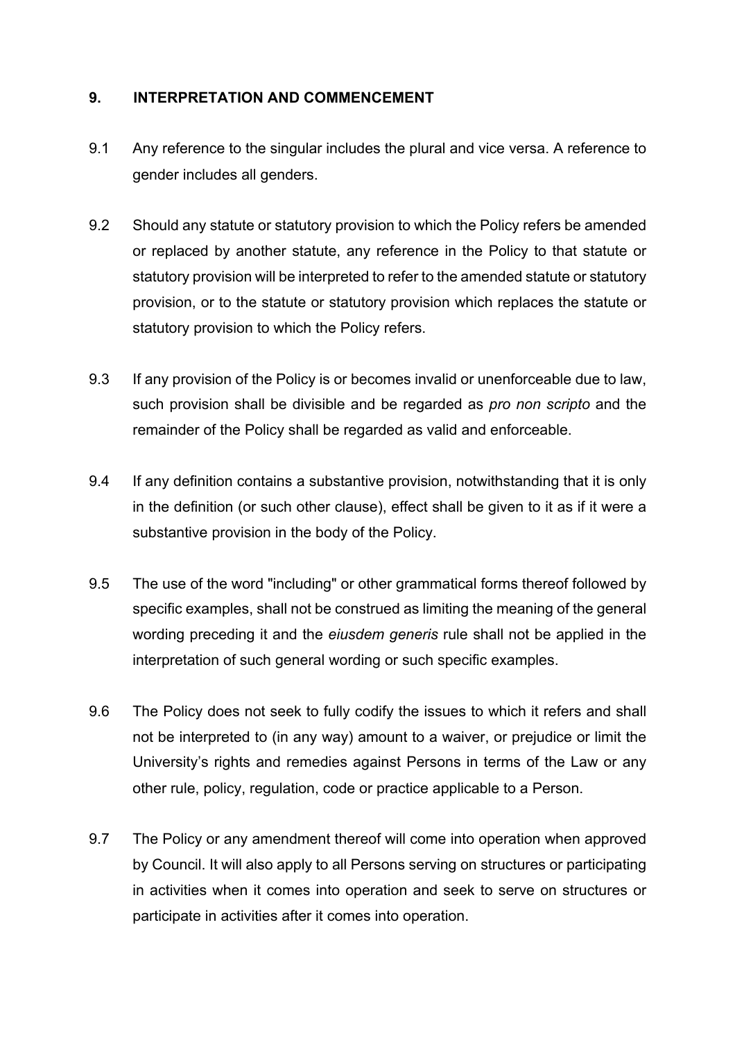## 9. INTERPRETATION AND COMMENCEMENT

9.1 Any reference to the singular includes the plural and vice versa. A reference to gender includes all genders.

9.2 Should any statute or statutory provision to which the Policy refers be amended or replaced by another statute, any reference in the Policy to that statute or statutory provision will be interpreted to refer to the amended statute or statutory provision, or to the statute or statutory provision which replaces the statute or statutory provision to which the Policy refers.

9.3 If any provision of the Policy is or becomes invalid or unenforceable due to law, such provision shall be divisible and be regarded as *pro non scripto* and the remainder of the Policy shall be regarded as valid and enforceable.

9.4 If any definition contains a substantive provision, notwithstanding that it is only in the definition (or such other clause), effect shall be given to it as if it were a substantive provision in the body of the Policy.

9.5 The use of the word "including" or other grammatical forms thereof followed by specific examples, shall not be construed as limiting the meaning of the general wording preceding it and the *eiusdem generis* rule shall not be applied in the interpretation of such general wording or such specific examples.

9.6 The Policy does not seek to fully codify the issues to which it refers and shall not be interpreted to (in any way) amount to a waiver, or prejudice or limit the University's rights and remedies against Persons in terms of the Law or any other rule, policy, regulation, code or practice applicable to a Person.

9.7 The Policy or any amendment thereof will come into operation when approved by Council. It will also apply to all Persons serving on structures or participating in activities when it comes into operation and seek to serve on structures or participate in activities after it comes into operation.